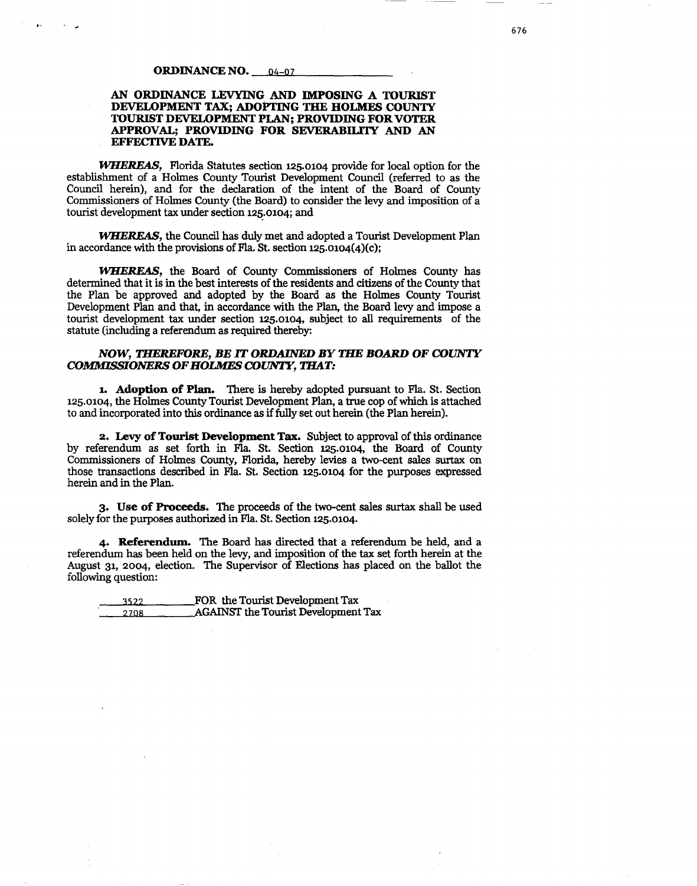**ORDINANCE NO. 04-07**

**AN ORDINANCE LEVYING AND IMPOSING A TOURIST DEVELOPMENT TAX; ADOPTING THE HOLMES COUNTY TOURIST DEVELOPMENT PLAN; PROVIDING FOR VOTER APPROVAL; PROVIDING FOR SEVERABILITY AND AN EFFECTIVE DATE.**

***WHEREAS,*** Florida Statutes section 125.0104 provide for local option for the establishment of a Holmes County Tourist Development Council (referred to as the Council herein), and for the declaration of the intent of the Board of County Commissioners of Holmes County (the Board) to consider the levy and imposition of a tourist development tax under section 125.0104; and

***WHEREAS,*** the Council has duly met and adopted a Tourist Development Plan in accordance with the provisions of Fla. St. section 125.0104(4)(c);

***WHEREAS,*** the Board of County Commissioners of Holmes County has determined that it is in the best interests of the residents and citizens of the County that the Plan be approved and adopted by the Board as the Holmes County Tourist Development Plan and that, in accordance with the Plan, the Board levy and impose a tourist development tax under section 125.0104, subject to all requirements of the statute (including a referendum as required thereby:

***NOW, THEREFORE, BE IT ORDAINED BY THE BOARD OF COUNTY COMMISSIONERS OF HOLMES COUNTY, THAT:***

**1. Adoption of Plan.** There is hereby adopted pursuant to Fla. St. Section 125.0104, the Holmes County Tourist Development Plan, a true cop of which is attached to and incorporated into this ordinance as if fully set out herein (the Plan herein).

**2. Levy of Tourist Development Tax.** Subject to approval of this ordinance by referendum as set forth in Fla. St. Section 125.0104, the Board of County Commissioners of Holmes County, Florida, hereby levies a two-cent sales surtax on those transactions described in Fla. St. Section 125.0104 for the purposes expressed herein and in the Plan.

**3. Use of Proceeds.** The proceeds of the two-cent sales surtax shall be used solely for the purposes authorized in Fla. St. Section 125.0104.

**4. Referendum.** The Board has directed that a referendum be held, and a referendum has been held on the levy, and imposition of the tax set forth herein at the August 31, 2004, election. The Supervisor of Elections has placed on the ballot the following question:

3522 FOR the Tourist Development Tax
2708 AGAINST the Tourist Development Tax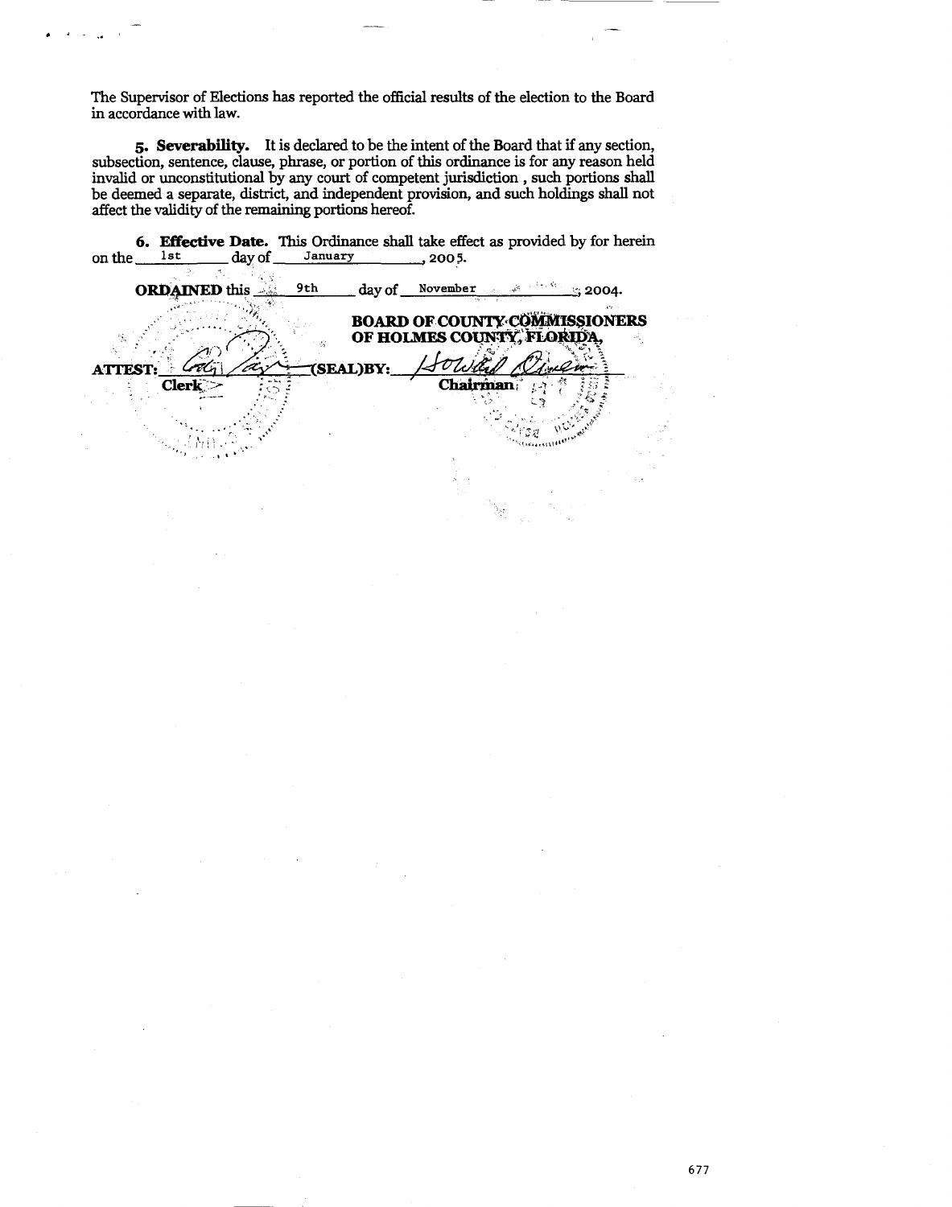The Supervisor of Elections has reported the official results of the election to the Board in accordance with law.

**5. Severability.** It is declared to be the intent of the Board that if any section, subsection, sentence, clause, phrase, or portion of this ordinance is for any reason held invalid or unconstitutional by any court of competent jurisdiction , such portions shall be deemed a separate, district, and independent provision, and such holdings shall not affect the validity of the remaining portions hereof.

**6. Effective Date.** This Ordinance shall take effect as provided by for herein on the 1st day of January, 2005.

**ORDAINED** this 9th day of November, 2004.

**BOARD OF COUNTY COMMISSIONERS OF HOLMES COUNTY, FLORIDA,**

**ATTEST:** ____________ (SEAL) BY: ____________

**Clerk** **Chairman**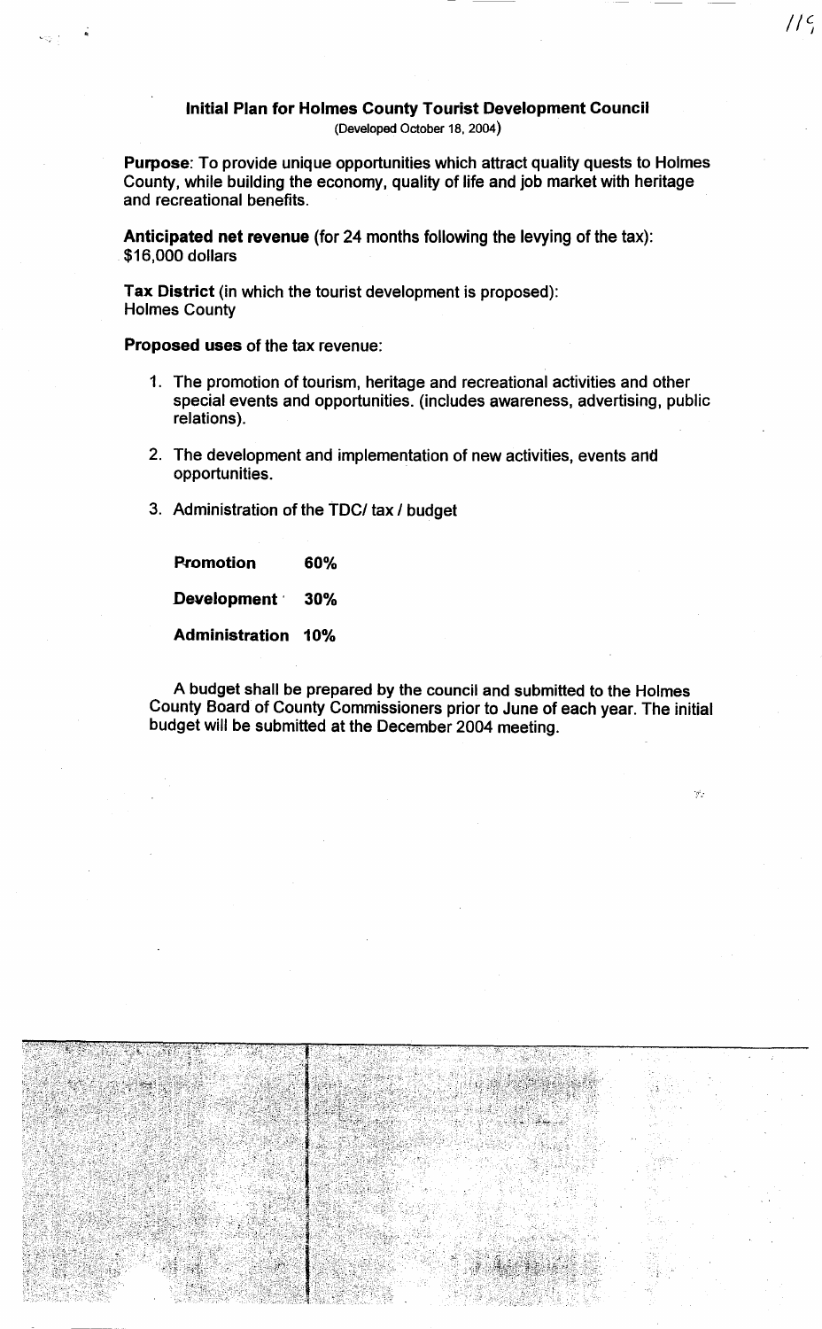# Initial Plan for Holmes County Tourist Development Council

(Developed October 18, 2004)

**Purpose**: To provide unique opportunities which attract quality quests to Holmes County, while building the economy, quality of life and job market with heritage and recreational benefits.

**Anticipated net revenue** (for 24 months following the levying of the tax): $16,000 dollars

**Tax District** (in which the tourist development is proposed): Holmes County

**Proposed uses** of the tax revenue:

1. The promotion of tourism, heritage and recreational activities and other special events and opportunities. (includes awareness, advertising, public relations).
2. The development and implementation of new activities, events and opportunities.
3. Administration of the TDC/ tax / budget

| | |
|---|---|
| **Promotion** | **60%** |
| **Development** | **30%** |
| **Administration** | **10%** |

A budget shall be prepared by the council and submitted to the Holmes County Board of County Commissioners prior to June of each year. The initial budget will be submitted at the December 2004 meeting.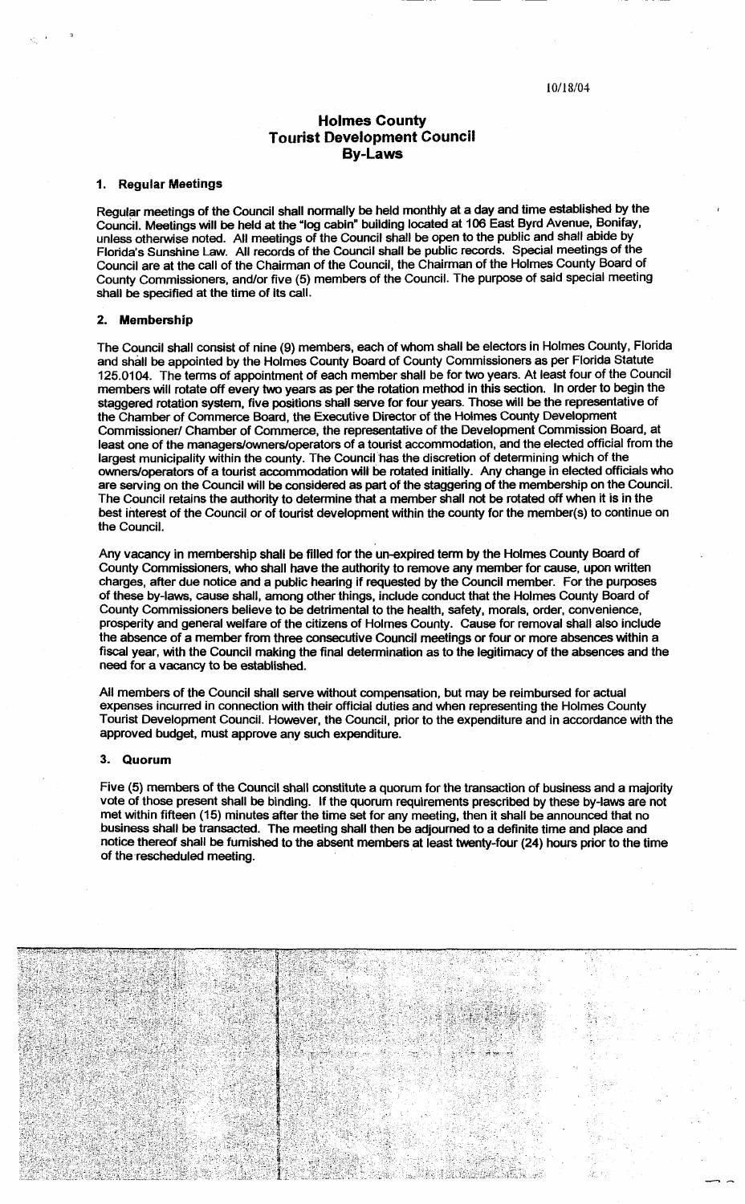10/18/04

# Holmes County Tourist Development Council By-Laws

## 1. Regular Meetings

Regular meetings of the Council shall normally be held monthly at a day and time established by the Council. Meetings will be held at the "log cabin" building located at 106 East Byrd Avenue, Bonifay, unless otherwise noted. All meetings of the Council shall be open to the public and shall abide by Florida's Sunshine Law. All records of the Council shall be public records. Special meetings of the Council are at the call of the Chairman of the Council, the Chairman of the Holmes County Board of County Commissioners, and/or five (5) members of the Council. The purpose of said special meeting shall be specified at the time of its call.

## 2. Membership

The Council shall consist of nine (9) members, each of whom shall be electors in Holmes County, Florida and shall be appointed by the Holmes County Board of County Commissioners as per Florida Statute 125.0104. The terms of appointment of each member shall be for two years. At least four of the Council members will rotate off every two years as per the rotation method in this section. In order to begin the staggered rotation system, five positions shall serve for four years. Those will be the representative of the Chamber of Commerce Board, the Executive Director of the Holmes County Development Commissioner/ Chamber of Commerce, the representative of the Development Commission Board, at least one of the managers/owners/operators of a tourist accommodation, and the elected official from the largest municipality within the county. The Council has the discretion of determining which of the owners/operators of a tourist accommodation will be rotated initially. Any change in elected officials who are serving on the Council will be considered as part of the staggering of the membership on the Council. The Council retains the authority to determine that a member shall not be rotated off when it is in the best interest of the Council or of tourist development within the county for the member(s) to continue on the Council.

Any vacancy in membership shall be filled for the un-expired term by the Holmes County Board of County Commissioners, who shall have the authority to remove any member for cause, upon written charges, after due notice and a public hearing if requested by the Council member. For the purposes of these by-laws, cause shall, among other things, include conduct that the Holmes County Board of County Commissioners believe to be detrimental to the health, safety, morals, order, convenience, prosperity and general welfare of the citizens of Holmes County. Cause for removal shall also include the absence of a member from three consecutive Council meetings or four or more absences within a fiscal year, with the Council making the final determination as to the legitimacy of the absences and the need for a vacancy to be established.

All members of the Council shall serve without compensation, but may be reimbursed for actual expenses incurred in connection with their official duties and when representing the Holmes County Tourist Development Council. However, the Council, prior to the expenditure and in accordance with the approved budget, must approve any such expenditure.

## 3. Quorum

Five (5) members of the Council shall constitute a quorum for the transaction of business and a majority vote of those present shall be binding. If the quorum requirements prescribed by these by-laws are not met within fifteen (15) minutes after the time set for any meeting, then it shall be announced that no business shall be transacted. The meeting shall then be adjourned to a definite time and place and notice thereof shall be furnished to the absent members at least twenty-four (24) hours prior to the time of the rescheduled meeting.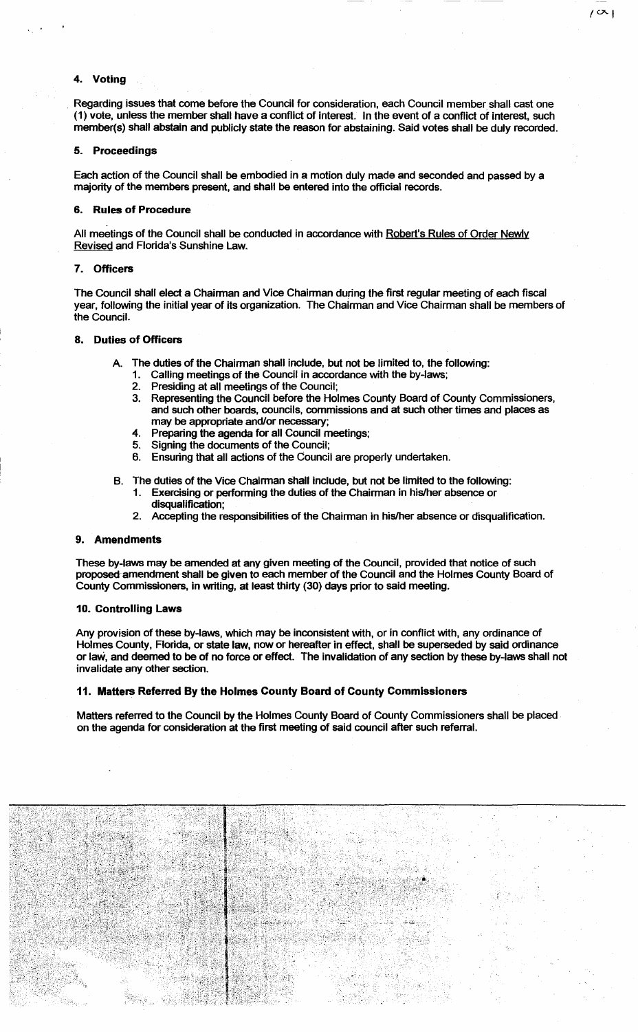#### 4. Voting

Regarding issues that come before the Council for consideration, each Council member shall cast one (1) vote, unless the member shall have a conflict of interest. In the event of a conflict of interest, such member(s) shall abstain and publicly state the reason for abstaining. Said votes shall be duly recorded.

#### 5. Proceedings

Each action of the Council shall be embodied in a motion duly made and seconded and passed by a majority of the members present, and shall be entered into the official records.

#### 6. Rules of Procedure

All meetings of the Council shall be conducted in accordance with Robert's Rules of Order Newly Revised and Florida's Sunshine Law.

#### 7. Officers

The Council shall elect a Chairman and Vice Chairman during the first regular meeting of each fiscal year, following the initial year of its organization. The Chairman and Vice Chairman shall be members of the Council.

#### 8. Duties of Officers

A. The duties of the Chairman shall include, but not be limited to, the following:
   1. Calling meetings of the Council in accordance with the by-laws;
   2. Presiding at all meetings of the Council;
   3. Representing the Council before the Holmes County Board of County Commissioners, and such other boards, councils, commissions and at such other times and places as may be appropriate and/or necessary;
   4. Preparing the agenda for all Council meetings;
   5. Signing the documents of the Council;
   6. Ensuring that all actions of the Council are properly undertaken.

B. The duties of the Vice Chairman shall include, but not be limited to the following:
   1. Exercising or performing the duties of the Chairman in his/her absence or disqualification;
   2. Accepting the responsibilities of the Chairman in his/her absence or disqualification.

#### 9. Amendments

These by-laws may be amended at any given meeting of the Council, provided that notice of such proposed amendment shall be given to each member of the Council and the Holmes County Board of County Commissioners, in writing, at least thirty (30) days prior to said meeting.

#### 10. Controlling Laws

Any provision of these by-laws, which may be inconsistent with, or in conflict with, any ordinance of Holmes County, Florida, or state law, now or hereafter in effect, shall be superseded by said ordinance or law, and deemed to be of no force or effect. The invalidation of any section by these by-laws shall not invalidate any other section.

#### 11. Matters Referred By the Holmes County Board of County Commissioners

Matters referred to the Council by the Holmes County Board of County Commissioners shall be placed on the agenda for consideration at the first meeting of said council after such referral.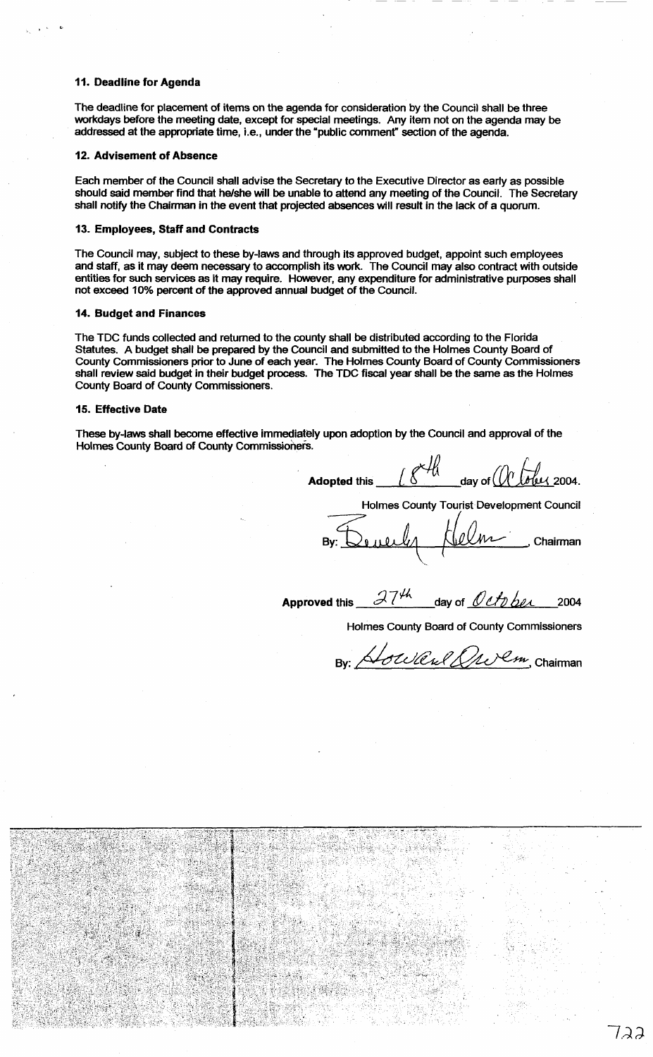#### 11. Deadline for Agenda

The deadline for placement of items on the agenda for consideration by the Council shall be three workdays before the meeting date, except for special meetings. Any item not on the agenda may be addressed at the appropriate time, i.e., under the "public comment" section of the agenda.

#### 12. Advisement of Absence

Each member of the Council shall advise the Secretary to the Executive Director as early as possible should said member find that he/she will be unable to attend any meeting of the Council. The Secretary shall notify the Chairman in the event that projected absences will result in the lack of a quorum.

#### 13. Employees, Staff and Contracts

The Council may, subject to these by-laws and through its approved budget, appoint such employees and staff, as it may deem necessary to accomplish its work. The Council may also contract with outside entities for such services as it may require. However, any expenditure for administrative purposes shall not exceed 10% percent of the approved annual budget of the Council.

#### 14. Budget and Finances

The TDC funds collected and returned to the county shall be distributed according to the Florida Statutes. A budget shall be prepared by the Council and submitted to the Holmes County Board of County Commissioners prior to June of each year. The Holmes County Board of County Commissioners shall review said budget in their budget process. The TDC fiscal year shall be the same as the Holmes County Board of County Commissioners.

#### 15. Effective Date

These by-laws shall become effective immediately upon adoption by the Council and approval of the Holmes County Board of County Commissioners.

**Adopted** this 18th day of October 2004.

Holmes County Tourist Development Council

By: Beverly Helms, Chairman

**Approved** this 27th day of October 2004

Holmes County Board of County Commissioners

By: Howard Owen, Chairman